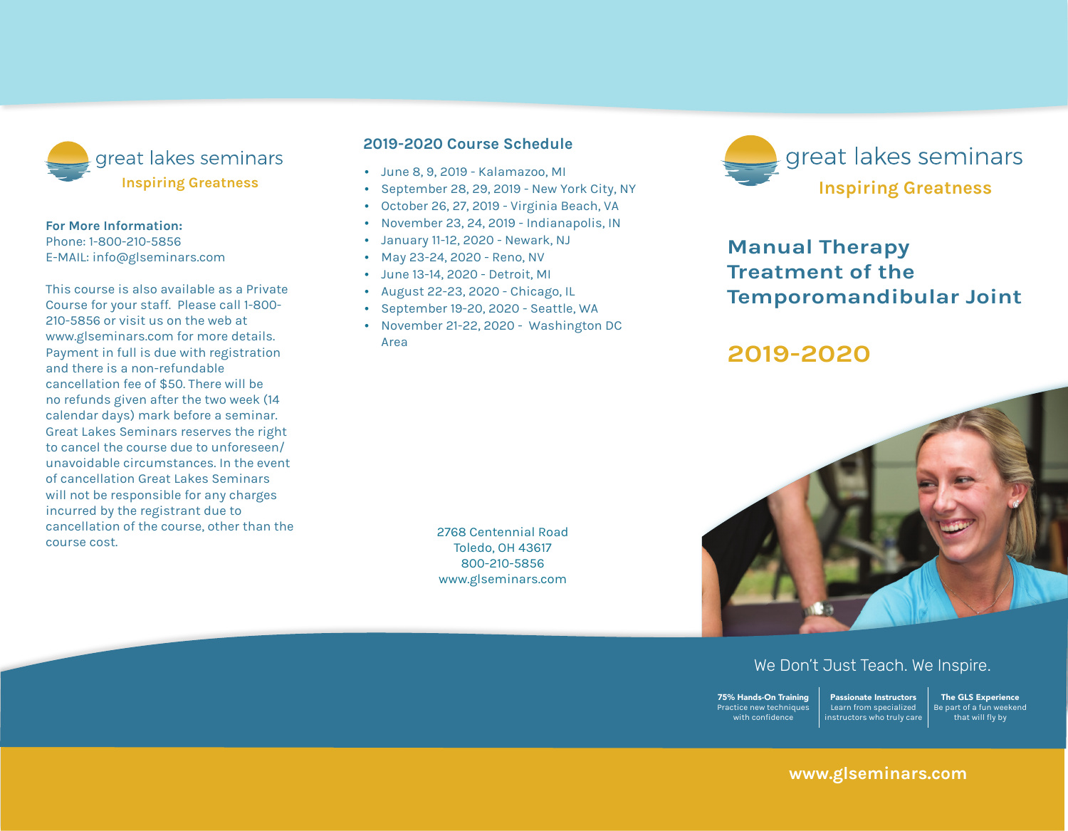great lakes seminars

Inspiring Greatness

**For More Information:**
Phone: 1-800-210-5856
E-MAIL: info@glseminars.com

This course is also available as a Private Course for your staff. Please call 1-800-210-5856 or visit us on the web at www.glseminars.com for more details. Payment in full is due with registration and there is a non-refundable cancellation fee of $50. There will be no refunds given after the two week (14 calendar days) mark before a seminar. Great Lakes Seminars reserves the right to cancel the course due to unforeseen/unavoidable circumstances. In the event of cancellation Great Lakes Seminars will not be responsible for any charges incurred by the registrant due to cancellation of the course, other than the course cost.

## 2019-2020 Course Schedule

- June 8, 9, 2019 - Kalamazoo, MI
- September 28, 29, 2019 - New York City, NY
- October 26, 27, 2019 - Virginia Beach, VA
- November 23, 24, 2019 - Indianapolis, IN
- January 11-12, 2020 - Newark, NJ
- May 23-24, 2020 - Reno, NV
- June 13-14, 2020 - Detroit, MI
- August 22-23, 2020 - Chicago, IL
- September 19-20, 2020 - Seattle, WA
- November 21-22, 2020 - Washington DC Area

2768 Centennial Road
Toledo, OH 43617
800-210-5856
www.glseminars.com

great lakes seminars

Inspiring Greatness

# Manual Therapy Treatment of the Temporomandibular Joint

## 2019-2020

We Don't Just Teach. We Inspire.

**75% Hands-On Training**
Practice new techniques with confidence

**Passionate Instructors**
Learn from specialized instructors who truly care

**The GLS Experience**
Be part of a fun weekend that will fly by

**www.glseminars.com**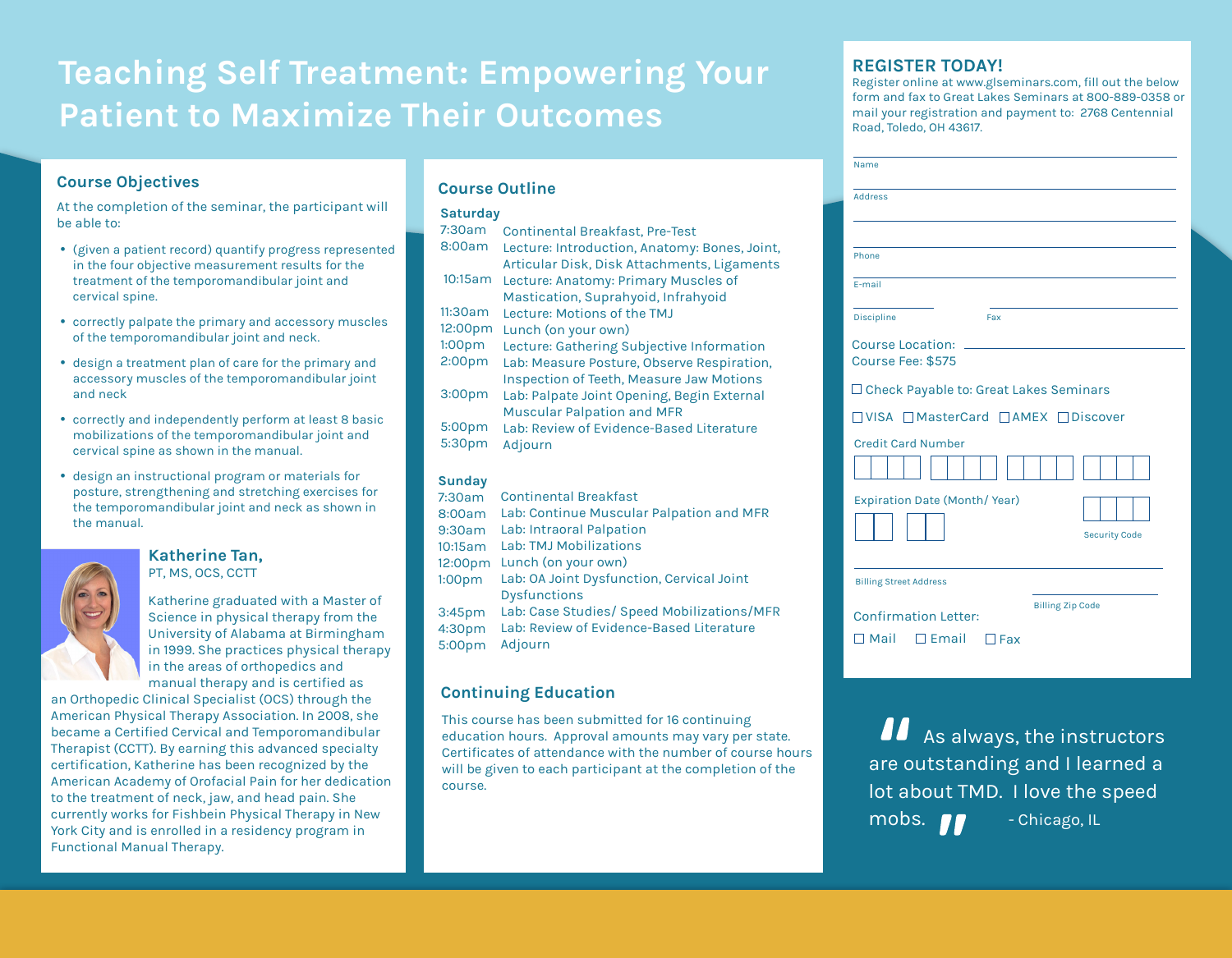# Teaching Self Treatment: Empowering Your Patient to Maximize Their Outcomes

## Course Objectives

At the completion of the seminar, the participant will be able to:

- (given a patient record) quantify progress represented in the four objective measurement results for the treatment of the temporomandibular joint and cervical spine.
- correctly palpate the primary and accessory muscles of the temporomandibular joint and neck.
- design a treatment plan of care for the primary and accessory muscles of the temporomandibular joint and neck
- correctly and independently perform at least 8 basic mobilizations of the temporomandibular joint and cervical spine as shown in the manual.
- design an instructional program or materials for posture, strengthening and stretching exercises for the temporomandibular joint and neck as shown in the manual.

### Katherine Tan,

PT, MS, OCS, CCTT

Katherine graduated with a Master of Science in physical therapy from the University of Alabama at Birmingham in 1999. She practices physical therapy in the areas of orthopedics and manual therapy and is certified as an Orthopedic Clinical Specialist (OCS) through the American Physical Therapy Association. In 2008, she became a Certified Cervical and Temporomandibular Therapist (CCTT). By earning this advanced specialty certification, Katherine has been recognized by the American Academy of Orofacial Pain for her dedication to the treatment of neck, jaw, and head pain. She currently works for Fishbein Physical Therapy in New York City and is enrolled in a residency program in Functional Manual Therapy.

## Course Outline

**Saturday**

| | |
|---|---|
| 7:30am | Continental Breakfast, Pre-Test |
| 8:00am | Lecture: Introduction, Anatomy: Bones, Joint, Articular Disk, Disk Attachments, Ligaments |
| 10:15am | Lecture: Anatomy: Primary Muscles of Mastication, Suprahyoid, Infrahyoid |
| 11:30am | Lecture: Motions of the TMJ |
| 12:00pm | Lunch (on your own) |
| 1:00pm | Lecture: Gathering Subjective Information |
| 2:00pm | Lab: Measure Posture, Observe Respiration, Inspection of Teeth, Measure Jaw Motions |
| 3:00pm | Lab: Palpate Joint Opening, Begin External Muscular Palpation and MFR |
| 5:00pm | Lab: Review of Evidence-Based Literature |
| 5:30pm | Adjourn |

**Sunday**

| | |
|---|---|
| 7:30am | Continental Breakfast |
| 8:00am | Lab: Continue Muscular Palpation and MFR |
| 9:30am | Lab: Intraoral Palpation |
| 10:15am | Lab: TMJ Mobilizations |
| 12:00pm | Lunch (on your own) |
| 1:00pm | Lab: OA Joint Dysfunction, Cervical Joint Dysfunctions |
| 3:45pm | Lab: Case Studies/ Speed Mobilizations/MFR |
| 4:30pm | Lab: Review of Evidence-Based Literature |
| 5:00pm | Adjourn |

## Continuing Education

This course has been submitted for 16 continuing education hours. Approval amounts may vary per state. Certificates of attendance with the number of course hours will be given to each participant at the completion of the course.

## REGISTER TODAY!

Register online at www.glseminars.com, fill out the below form and fax to Great Lakes Seminars at 800-889-0358 or mail your registration and payment to: 2768 Centennial Road, Toledo, OH 43617.

Name

Address

Phone

E-mail

Discipline

Fax

Course Location:

Course Fee: $575

☐ Check Payable to: Great Lakes Seminars

☐ VISA ☐ MasterCard ☐ AMEX ☐ Discover

Credit Card Number

Expiration Date (Month/ Year)

Security Code

Billing Street Address

Billing Zip Code

Confirmation Letter:

☐ Mail ☐ Email ☐ Fax

"As always, the instructors are outstanding and I learned a lot about TMD. I love the speed mobs." - Chicago, IL